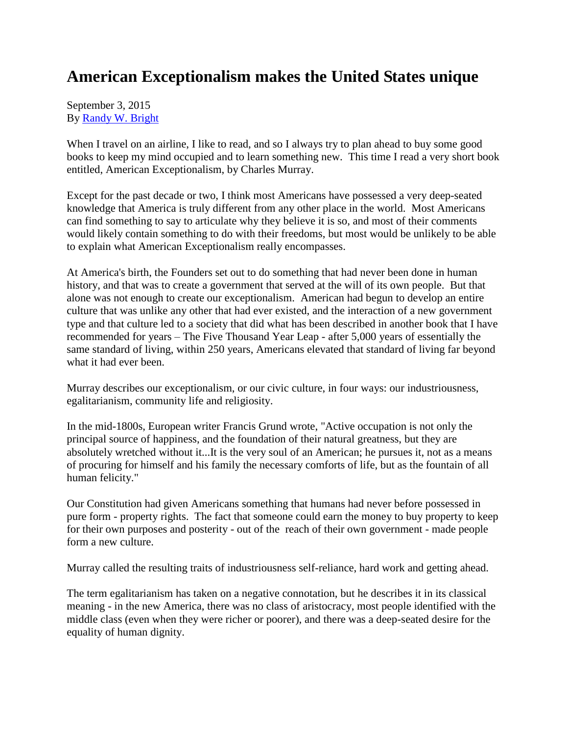# American Exceptionalism makes the United States unique

September 3, 2015
By Randy W. Bright

When I travel on an airline, I like to read, and so I always try to plan ahead to buy some good books to keep my mind occupied and to learn something new. This time I read a very short book entitled, American Exceptionalism, by Charles Murray.

Except for the past decade or two, I think most Americans have possessed a very deep-seated knowledge that America is truly different from any other place in the world. Most Americans can find something to say to articulate why they believe it is so, and most of their comments would likely contain something to do with their freedoms, but most would be unlikely to be able to explain what American Exceptionalism really encompasses.

At America's birth, the Founders set out to do something that had never been done in human history, and that was to create a government that served at the will of its own people. But that alone was not enough to create our exceptionalism. American had begun to develop an entire culture that was unlike any other that had ever existed, and the interaction of a new government type and that culture led to a society that did what has been described in another book that I have recommended for years – The Five Thousand Year Leap - after 5,000 years of essentially the same standard of living, within 250 years, Americans elevated that standard of living far beyond what it had ever been.

Murray describes our exceptionalism, or our civic culture, in four ways: our industriousness, egalitarianism, community life and religiosity.

In the mid-1800s, European writer Francis Grund wrote, "Active occupation is not only the principal source of happiness, and the foundation of their natural greatness, but they are absolutely wretched without it...It is the very soul of an American; he pursues it, not as a means of procuring for himself and his family the necessary comforts of life, but as the fountain of all human felicity."

Our Constitution had given Americans something that humans had never before possessed in pure form - property rights. The fact that someone could earn the money to buy property to keep for their own purposes and posterity - out of the reach of their own government - made people form a new culture.

Murray called the resulting traits of industriousness self-reliance, hard work and getting ahead.

The term egalitarianism has taken on a negative connotation, but he describes it in its classical meaning - in the new America, there was no class of aristocracy, most people identified with the middle class (even when they were richer or poorer), and there was a deep-seated desire for the equality of human dignity.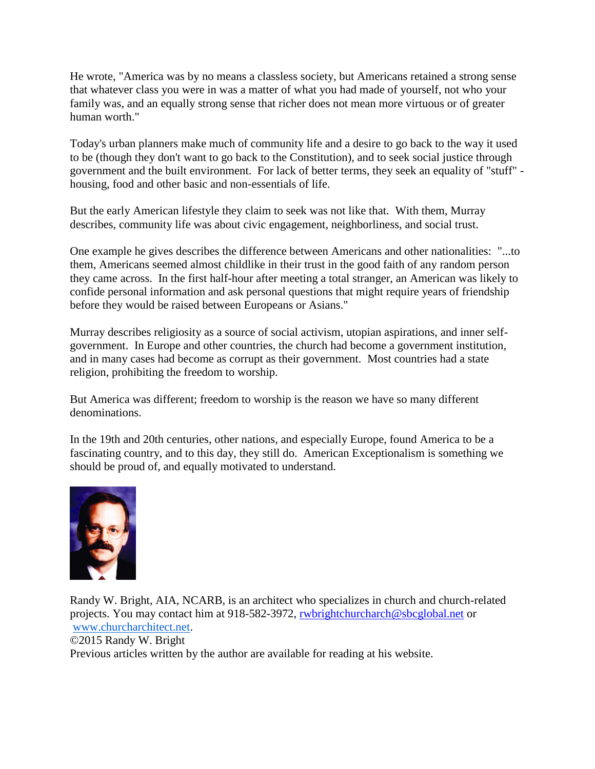He wrote, "America was by no means a classless society, but Americans retained a strong sense that whatever class you were in was a matter of what you had made of yourself, not who your family was, and an equally strong sense that richer does not mean more virtuous or of greater human worth."

Today's urban planners make much of community life and a desire to go back to the way it used to be (though they don't want to go back to the Constitution), and to seek social justice through government and the built environment. For lack of better terms, they seek an equality of "stuff" - housing, food and other basic and non-essentials of life.

But the early American lifestyle they claim to seek was not like that. With them, Murray describes, community life was about civic engagement, neighborliness, and social trust.

One example he gives describes the difference between Americans and other nationalities: "...to them, Americans seemed almost childlike in their trust in the good faith of any random person they came across. In the first half-hour after meeting a total stranger, an American was likely to confide personal information and ask personal questions that might require years of friendship before they would be raised between Europeans or Asians."

Murray describes religiosity as a source of social activism, utopian aspirations, and inner self-government. In Europe and other countries, the church had become a government institution, and in many cases had become as corrupt as their government. Most countries had a state religion, prohibiting the freedom to worship.

But America was different; freedom to worship is the reason we have so many different denominations.

In the 19th and 20th centuries, other nations, and especially Europe, found America to be a fascinating country, and to this day, they still do. American Exceptionalism is something we should be proud of, and equally motivated to understand.

Randy W. Bright, AIA, NCARB, is an architect who specializes in church and church-related projects. You may contact him at 918-582-3972, rwbrightchurcharch@sbcglobal.net or www.churcharchitect.net.

©2015 Randy W. Bright

Previous articles written by the author are available for reading at his website.